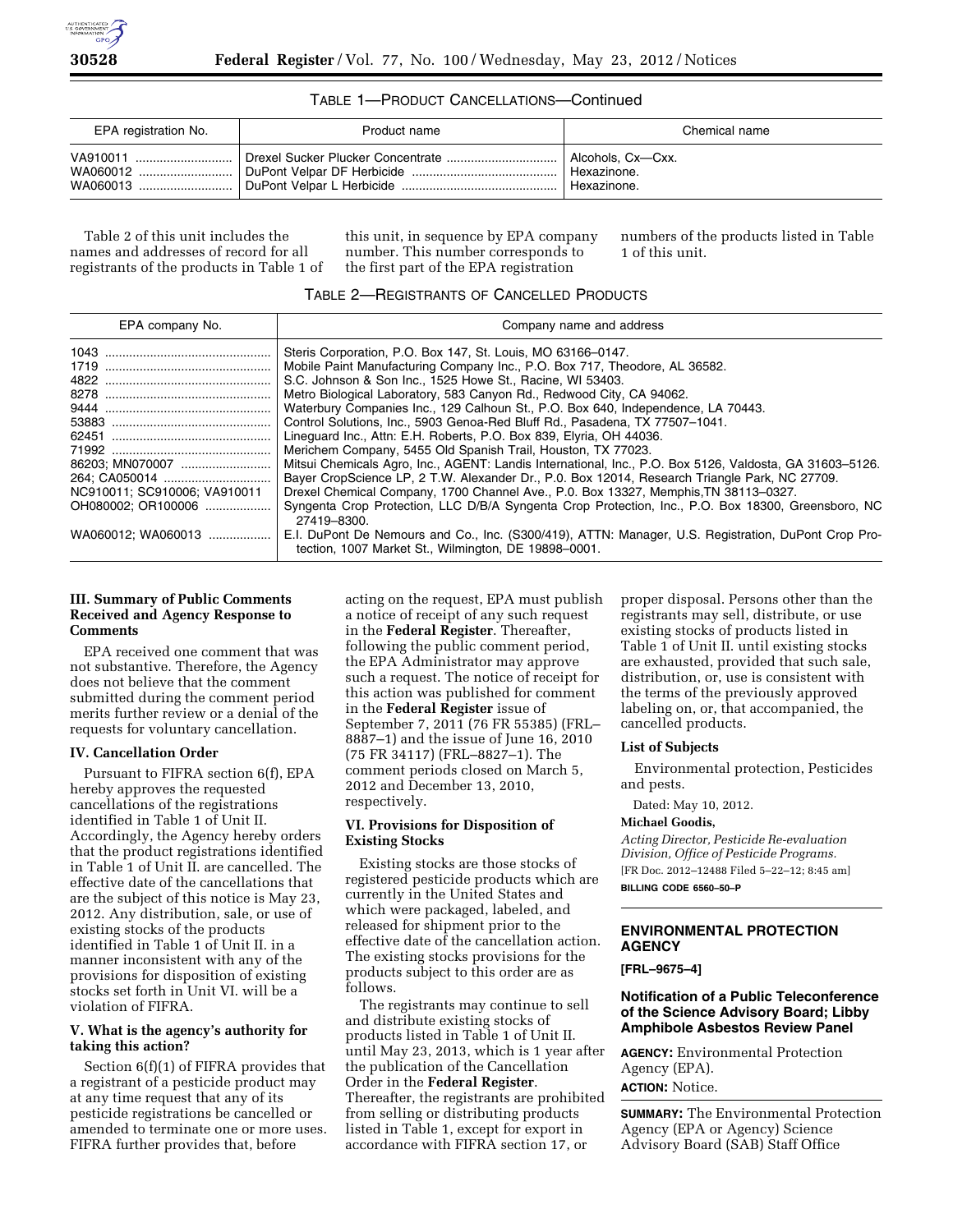### TABLE 1—PRODUCT CANCELLATIONS—Continued

| EPA registration No. | Product name | Chemical name |
| --- | --- | --- |
| VA910011 | Drexel Sucker Plucker Concentrate | Alcohols, Cxx—Cxx. |
| WA060012 | DuPont Velpar DF Herbicide | Hexazinone. |
| WA060013 | DuPont Velpar L Herbicide | Hexazinone. |

Table 2 of this unit includes the names and addresses of record for all registrants of the products in Table 1 of this unit, in sequence by EPA company number. This number corresponds to the first part of the EPA registration numbers of the products listed in Table 1 of this unit.

### TABLE 2—REGISTRANTS OF CANCELLED PRODUCTS

| EPA company No. | Company name and address |
| --- | --- |
| 1043 | Steris Corporation, P.O. Box 147, St. Louis, MO 63166–0147. |
| 1719 | Mobile Paint Manufacturing Company Inc., P.O. Box 717, Theodore, AL 36582. |
| 4822 | S.C. Johnson & Son Inc., 1525 Howe St., Racine, WI 53403. |
| 8278 | Metro Biological Laboratory, 583 Canyon Rd., Redwood City, CA 94062. |
| 9444 | Waterbury Companies Inc., 129 Calhoun St., P.O. Box 640, Independence, LA 70443. |
| 53883 | Control Solutions, Inc., 5903 Genoa-Red Bluff Rd., Pasadena, TX 77507–1041. |
| 62451 | Lineguard Inc., Attn: E.H. Roberts, P.O. Box 839, Elyria, OH 44036. |
| 71992 | Merichem Company, 5455 Old Spanish Trail, Houston, TX 77023. |
| 86203; MN070007 | Mitsui Chemicals Agro, Inc., AGENT: Landis International, Inc., P.O. Box 5126, Valdosta, GA 31603–5126. |
| 264; CA050014 | Bayer CropScience LP, 2 T.W. Alexander Dr., P.0. Box 12014, Research Triangle Park, NC 27709. |
| NC910011; SC910006; VA910011 | Drexel Chemical Company, 1700 Channel Ave., P.0. Box 13327, Memphis,TN 38113–0327. |
| OH080002; OR100006 | Syngenta Crop Protection, LLC D/B/A Syngenta Crop Protection, Inc., P.O. Box 18300, Greensboro, NC 27419–8300. |
| WA060012; WA060013 | E.I. DuPont De Nemours and Co., Inc. (S300/419), ATTN: Manager, U.S. Registration, DuPont Crop Protection, 1007 Market St., Wilmington, DE 19898–0001. |

## III. Summary of Public Comments Received and Agency Response to Comments

EPA received one comment that was not substantive. Therefore, the Agency does not believe that the comment submitted during the comment period merits further review or a denial of the requests for voluntary cancellation.

## IV. Cancellation Order

Pursuant to FIFRA section 6(f), EPA hereby approves the requested cancellations of the registrations identified in Table 1 of Unit II. Accordingly, the Agency hereby orders that the product registrations identified in Table 1 of Unit II. are cancelled. The effective date of the cancellations that are the subject of this notice is May 23, 2012. Any distribution, sale, or use of existing stocks of the products identified in Table 1 of Unit II. in a manner inconsistent with any of the provisions for disposition of existing stocks set forth in Unit VI. will be a violation of FIFRA.

## V. What is the agency's authority for taking this action?

Section 6(f)(1) of FIFRA provides that a registrant of a pesticide product may at any time request that any of its pesticide registrations be cancelled or amended to terminate one or more uses. FIFRA further provides that, before acting on the request, EPA must publish a notice of receipt of any such request in the **Federal Register**. Thereafter, following the public comment period, the EPA Administrator may approve such a request. The notice of receipt for this action was published for comment in the **Federal Register** issue of September 7, 2011 (76 FR 55385) (FRL–8887–1) and the issue of June 16, 2010 (75 FR 34117) (FRL–8827–1). The comment periods closed on March 5, 2012 and December 13, 2010, respectively.

## VI. Provisions for Disposition of Existing Stocks

Existing stocks are those stocks of registered pesticide products which are currently in the United States and which were packaged, labeled, and released for shipment prior to the effective date of the cancellation action. The existing stocks provisions for the products subject to this order are as follows.

The registrants may continue to sell and distribute existing stocks of products listed in Table 1 of Unit II. until May 23, 2013, which is 1 year after the publication of the Cancellation Order in the **Federal Register**. Thereafter, the registrants are prohibited from selling or distributing products listed in Table 1, except for export in accordance with FIFRA section 17, or proper disposal. Persons other than the registrants may sell, distribute, or use existing stocks of products listed in Table 1 of Unit II. until existing stocks are exhausted, provided that such sale, distribution, or, use is consistent with the terms of the previously approved labeling on, or, that accompanied, the cancelled products.

### List of Subjects

Environmental protection, Pesticides and pests.

Dated: May 10, 2012.

**Michael Goodis,**

*Acting Director, Pesticide Re-evaluation Division, Office of Pesticide Programs.*

[FR Doc. 2012–12488 Filed 5–22–12; 8:45 am]

**BILLING CODE 6560–50–P**

---

## ENVIRONMENTAL PROTECTION AGENCY

**[FRL–9675–4]**

## Notification of a Public Teleconference of the Science Advisory Board; Libby Amphibole Asbestos Review Panel

**AGENCY:** Environmental Protection Agency (EPA).

**ACTION:** Notice.

**SUMMARY:** The Environmental Protection Agency (EPA or Agency) Science Advisory Board (SAB) Staff Office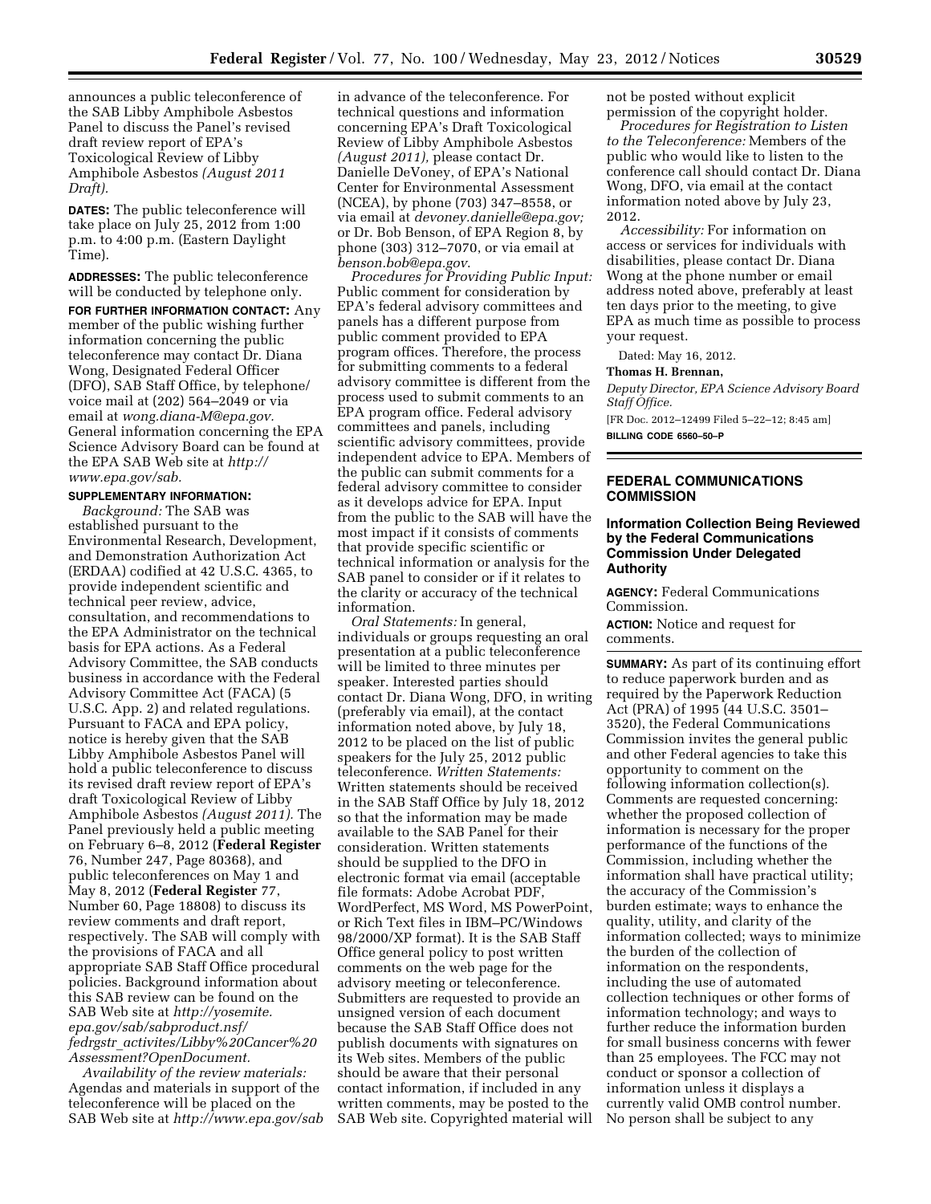announces a public teleconference of the SAB Libby Amphibole Asbestos Panel to discuss the Panel's revised draft review report of EPA's Toxicological Review of Libby Amphibole Asbestos *(August 2011 Draft).*

**DATES:** The public teleconference will take place on July 25, 2012 from 1:00 p.m. to 4:00 p.m. (Eastern Daylight Time).

**ADDRESSES:** The public teleconference will be conducted by telephone only.

**FOR FURTHER INFORMATION CONTACT:** Any member of the public wishing further information concerning the public teleconference may contact Dr. Diana Wong, Designated Federal Officer (DFO), SAB Staff Office, by telephone/voice mail at (202) 564–2049 or via email at *wong.diana-M@epa.gov.* General information concerning the EPA Science Advisory Board can be found at the EPA SAB Web site at *http://www.epa.gov/sab.*

**SUPPLEMENTARY INFORMATION:**

*Background:* The SAB was established pursuant to the Environmental Research, Development, and Demonstration Authorization Act (ERDAA) codified at 42 U.S.C. 4365, to provide independent scientific and technical peer review, advice, consultation, and recommendations to the EPA Administrator on the technical basis for EPA actions. As a Federal Advisory Committee, the SAB conducts business in accordance with the Federal Advisory Committee Act (FACA) (5 U.S.C. App. 2) and related regulations. Pursuant to FACA and EPA policy, notice is hereby given that the SAB Libby Amphibole Asbestos Panel will hold a public teleconference to discuss its revised draft review report of EPA's draft Toxicological Review of Libby Amphibole Asbestos *(August 2011).* The Panel previously held a public meeting on February 6–8, 2012 (**Federal Register** 76, Number 247, Page 80368), and public teleconferences on May 1 and May 8, 2012 (**Federal Register** 77, Number 60, Page 18808) to discuss its review comments and draft report, respectively. The SAB will comply with the provisions of FACA and all appropriate SAB Staff Office procedural policies. Background information about this SAB review can be found on the SAB Web site at *http://yosemite.epa.gov/sab/sabproduct.nsf/fedrgstr_activites/Libby%20Cancer%20Assessment?OpenDocument.*

*Availability of the review materials:* Agendas and materials in support of the teleconference will be placed on the SAB Web site at *http://www.epa.gov/sab* in advance of the teleconference. For technical questions and information concerning EPA's Draft Toxicological Review of Libby Amphibole Asbestos *(August 2011),* please contact Dr. Danielle DeVoney, of EPA's National Center for Environmental Assessment (NCEA), by phone (703) 347–8558, or via email at *devoney.danielle@epa.gov;* or Dr. Bob Benson, of EPA Region 8, by phone (303) 312–7070, or via email at *benson.bob@epa.gov.*

*Procedures for Providing Public Input:* Public comment for consideration by EPA's federal advisory committees and panels has a different purpose from public comment provided to EPA program offices. Therefore, the process for submitting comments to a federal advisory committee is different from the process used to submit comments to an EPA program office. Federal advisory committees and panels, including scientific advisory committees, provide independent advice to EPA. Members of the public can submit comments for a federal advisory committee to consider as it develops advice for EPA. Input from the public to the SAB will have the most impact if it consists of comments that provide specific scientific or technical information or analysis for the SAB panel to consider or if it relates to the clarity or accuracy of the technical information.

*Oral Statements:* In general, individuals or groups requesting an oral presentation at a public teleconference will be limited to three minutes per speaker. Interested parties should contact Dr. Diana Wong, DFO, in writing (preferably via email), at the contact information noted above, by July 18, 2012 to be placed on the list of public speakers for the July 25, 2012 public teleconference. *Written Statements:* Written statements should be received in the SAB Staff Office by July 18, 2012 so that the information may be made available to the SAB Panel for their consideration. Written statements should be supplied to the DFO in electronic format via email (acceptable file formats: Adobe Acrobat PDF, WordPerfect, MS Word, MS PowerPoint, or Rich Text files in IBM–PC/Windows 98/2000/XP format). It is the SAB Staff Office general policy to post written comments on the web page for the advisory meeting or teleconference. Submitters are requested to provide an unsigned version of each document because the SAB Staff Office does not publish documents with signatures on its Web sites. Members of the public should be aware that their personal contact information, if included in any written comments, may be posted to the SAB Web site. Copyrighted material will not be posted without explicit permission of the copyright holder.

*Procedures for Registration to Listen to the Teleconference:* Members of the public who would like to listen to the conference call should contact Dr. Diana Wong, DFO, via email at the contact information noted above by July 23, 2012.

*Accessibility:* For information on access or services for individuals with disabilities, please contact Dr. Diana Wong at the phone number or email address noted above, preferably at least ten days prior to the meeting, to give EPA as much time as possible to process your request.

Dated: May 16, 2012.

**Thomas H. Brennan,**

*Deputy Director, EPA Science Advisory Board Staff Office.*

[FR Doc. 2012–12499 Filed 5–22–12; 8:45 am]

**BILLING CODE 6560–50–P**

## FEDERAL COMMUNICATIONS COMMISSION

### Information Collection Being Reviewed by the Federal Communications Commission Under Delegated Authority

**AGENCY:** Federal Communications Commission.

**ACTION:** Notice and request for comments.

**SUMMARY:** As part of its continuing effort to reduce paperwork burden and as required by the Paperwork Reduction Act (PRA) of 1995 (44 U.S.C. 3501–3520), the Federal Communications Commission invites the general public and other Federal agencies to take this opportunity to comment on the following information collection(s). Comments are requested concerning: whether the proposed collection of information is necessary for the proper performance of the functions of the Commission, including whether the information shall have practical utility; the accuracy of the Commission's burden estimate; ways to enhance the quality, utility, and clarity of the information collected; ways to minimize the burden of the collection of information on the respondents, including the use of automated collection techniques or other forms of information technology; and ways to further reduce the information burden for small business concerns with fewer than 25 employees. The FCC may not conduct or sponsor a collection of information unless it displays a currently valid OMB control number. No person shall be subject to any